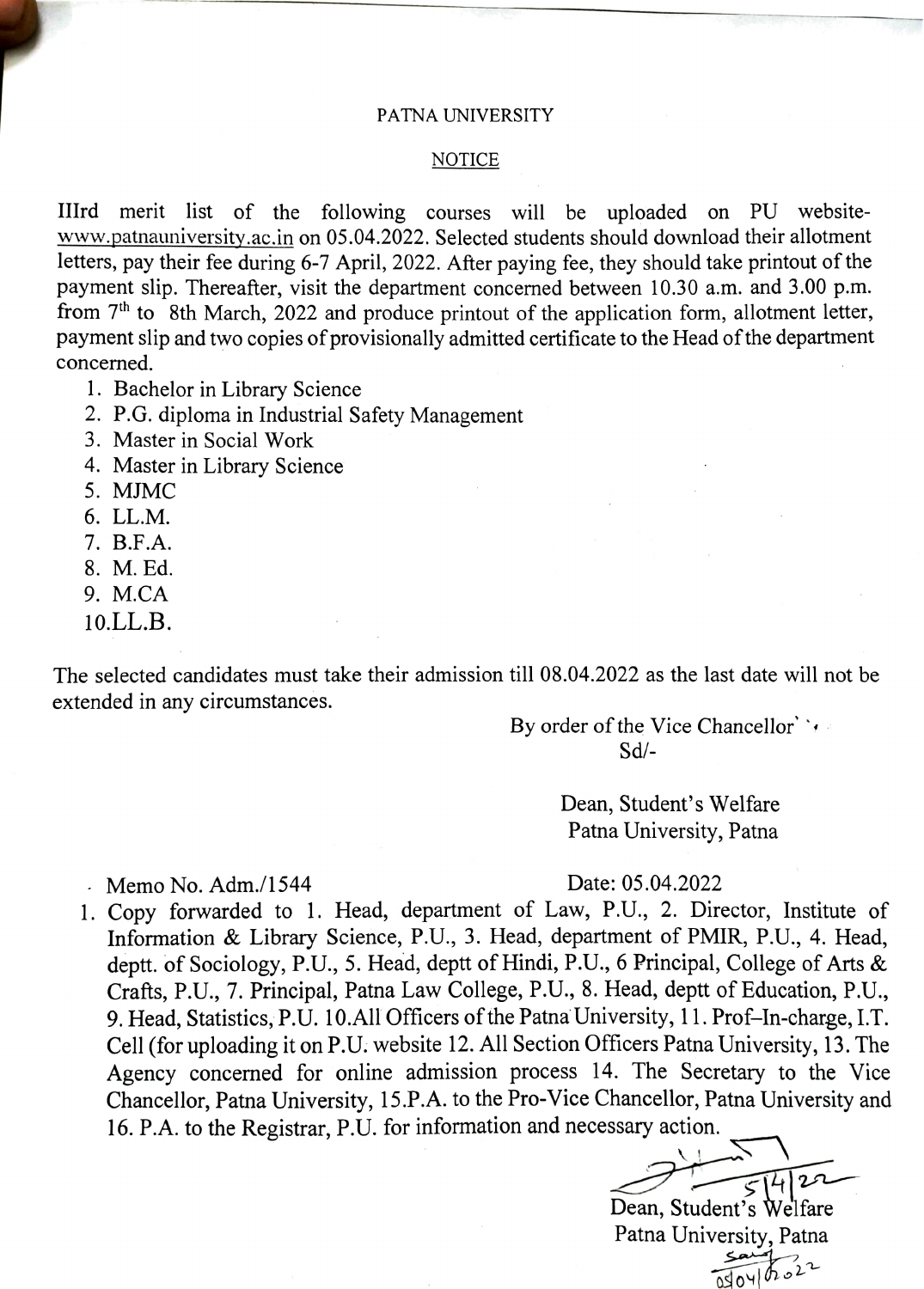PATNA UNIVERSITY

NOTICE

IIIrd merit list of the following courses will be uploaded on PU website- www.patnauniversity.ac.in on 05.04.2022. Selected students should download their allotment letters, pay their fee during 6-7 April, 2022. After paying fee, they should take printout of the payment slip. Thereafter, visit the department concerned between 10.30 a.m. and 3.00 p.m. from 7th to 8th March, 2022 and produce printout of the application form, allotment letter, payment slip and two copies of provisionally admitted certificate to the Head of the department concerned.

1. Bachelor in Library Science
2. P.G. diploma in Industrial Safety Management
3. Master in Social Work
4. Master in Library Science
5. MJMC
6. LL.M.
7. B.F.A.
8. M. Ed.
9. M.CA
10. LL.B.

The selected candidates must take their admission till 08.04.2022 as the last date will not be extended in any circumstances.

By order of the Vice Chancellor
Sd/-

Dean, Student's Welfare
Patna University, Patna

Memo No. Adm./1544 Date: 05.04.2022

1. Copy forwarded to 1. Head, department of Law, P.U., 2. Director, Institute of Information & Library Science, P.U., 3. Head, department of PMIR, P.U., 4. Head, deptt. of Sociology, P.U., 5. Head, deptt of Hindi, P.U., 6 Principal, College of Arts & Crafts, P.U., 7. Principal, Patna Law College, P.U., 8. Head, deptt of Education, P.U., 9. Head, Statistics, P.U. 10. All Officers of the Patna University, 11. Prof–In-charge, I.T. Cell (for uploading it on P.U. website 12. All Section Officers Patna University, 13. The Agency concerned for online admission process 14. The Secretary to the Vice Chancellor, Patna University, 15. P.A. to the Pro-Vice Chancellor, Patna University and 16. P.A. to the Registrar, P.U. for information and necessary action.

5/4/22

Dean, Student's Welfare
Patna University, Patna

05/04/2022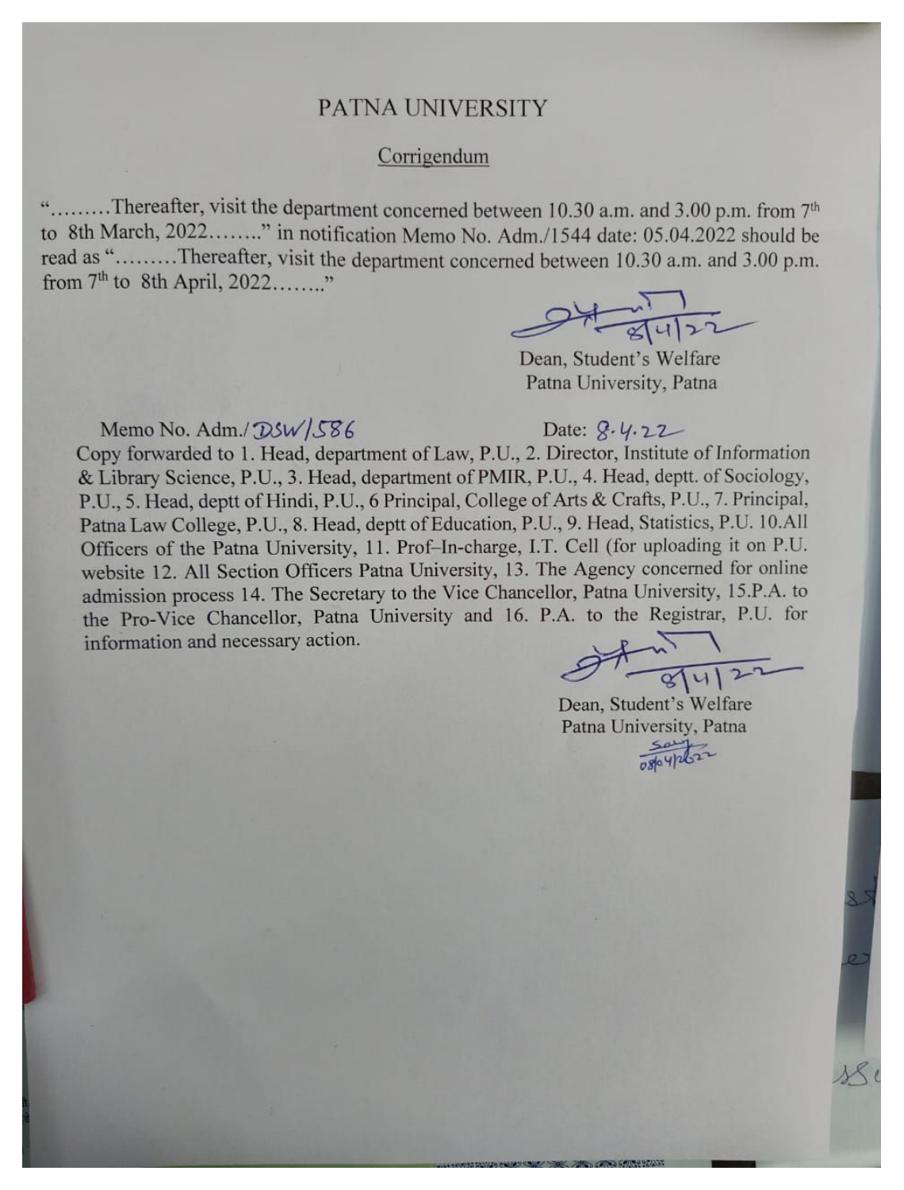# PATNA UNIVERSITY

## Corrigendum

"………Thereafter, visit the department concerned between 10.30 a.m. and 3.00 p.m. from 7th to 8th March, 2022…….." in notification Memo No. Adm./1544 date: 05.04.2022 should be read as "………Thereafter, visit the department concerned between 10.30 a.m. and 3.00 p.m. from 7th to 8th April, 2022…….."

8/4/22
Dean, Student's Welfare
Patna University, Patna

Memo No. Adm./DSW/586 Date: 8.4.22

Copy forwarded to 1. Head, department of Law, P.U., 2. Director, Institute of Information & Library Science, P.U., 3. Head, department of PMIR, P.U., 4. Head, deptt. of Sociology, P.U., 5. Head, deptt of Hindi, P.U., 6 Principal, College of Arts & Crafts, P.U., 7. Principal, Patna Law College, P.U., 8. Head, deptt of Education, P.U., 9. Head, Statistics, P.U. 10.All Officers of the Patna University, 11. Prof–In-charge, I.T. Cell (for uploading it on P.U. website 12. All Section Officers Patna University, 13. The Agency concerned for online admission process 14. The Secretary to the Vice Chancellor, Patna University, 15.P.A. to the Pro-Vice Chancellor, Patna University and 16. P.A. to the Registrar, P.U. for information and necessary action.

8/4/22
Dean, Student's Welfare
Patna University, Patna
08/04/2022